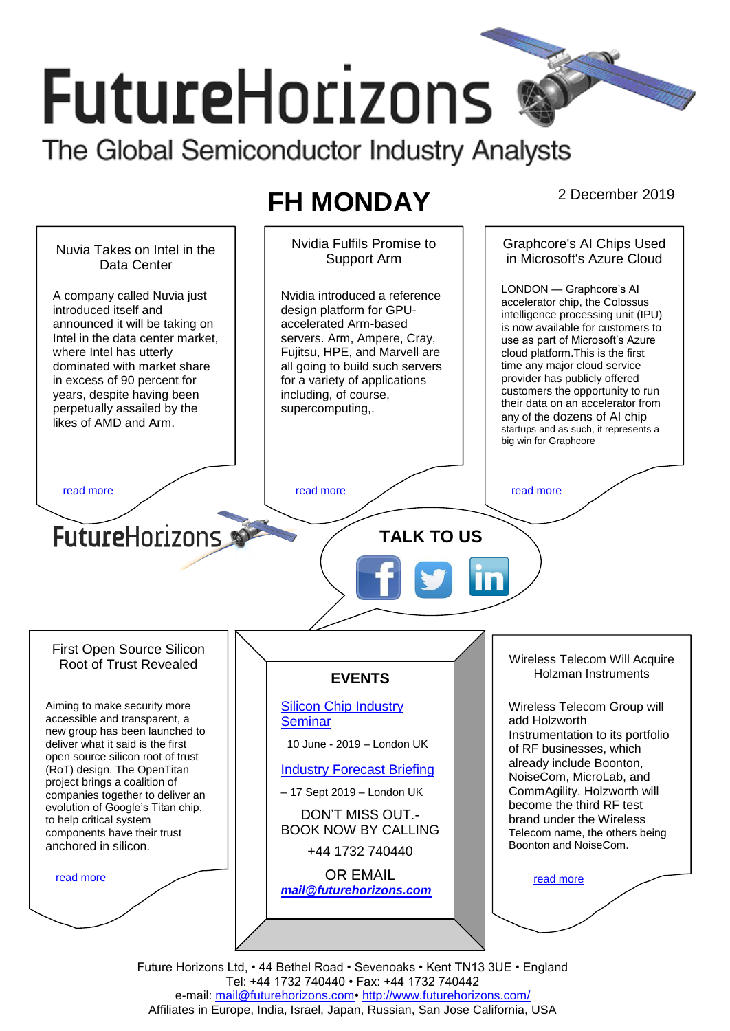# FutureHorizons

The Global Semiconductor Industry Analysts

## FH MONDAY

2 December 2019

### Nuvia Takes on Intel in the Data Center

A company called Nuvia just introduced itself and announced it will be taking on Intel in the data center market, where Intel has utterly dominated with market share in excess of 90 percent for years, despite having been perpetually assailed by the likes of AMD and Arm.

read more

### Nvidia Fulfils Promise to Support Arm

Nvidia introduced a reference design platform for GPU-accelerated Arm-based servers. Arm, Ampere, Cray, Fujitsu, HPE, and Marvell are all going to build such servers for a variety of applications including, of course, supercomputing,.

read more

### Graphcore's AI Chips Used in Microsoft's Azure Cloud

LONDON — Graphcore's AI accelerator chip, the Colossus intelligence processing unit (IPU) is now available for customers to use as part of Microsoft's Azure cloud platform.This is the first time any major cloud service provider has publicly offered customers the opportunity to run their data on an accelerator from any of the dozens of AI chip startups and as such, it represents a big win for Graphcore

read more

FutureHorizons

**TALK TO US**

### First Open Source Silicon Root of Trust Revealed

Aiming to make security more accessible and transparent, a new group has been launched to deliver what it said is the first open source silicon root of trust (RoT) design. The OpenTitan project brings a coalition of companies together to deliver an evolution of Google's Titan chip, to help critical system components have their trust anchored in silicon.

read more

### EVENTS

Silicon Chip Industry Seminar

10 June - 2019 – London UK

Industry Forecast Briefing

– 17 Sept 2019 – London UK

DON'T MISS OUT.- BOOK NOW BY CALLING

+44 1732 740440

OR EMAIL

***mail@futurehorizons.com***

### Wireless Telecom Will Acquire Holzman Instruments

Wireless Telecom Group will add Holzworth Instrumentation to its portfolio of RF businesses, which already include Boonton, NoiseCom, MicroLab, and CommAgility. Holzworth will become the third RF test brand under the Wireless Telecom name, the others being Boonton and NoiseCom.

read more

Future Horizons Ltd, • 44 Bethel Road • Sevenoaks • Kent TN13 3UE • England
Tel: +44 1732 740440 • Fax: +44 1732 740442
e-mail: mail@futurehorizons.com• http://www.futurehorizons.com/
Affiliates in Europe, India, Israel, Japan, Russian, San Jose California, USA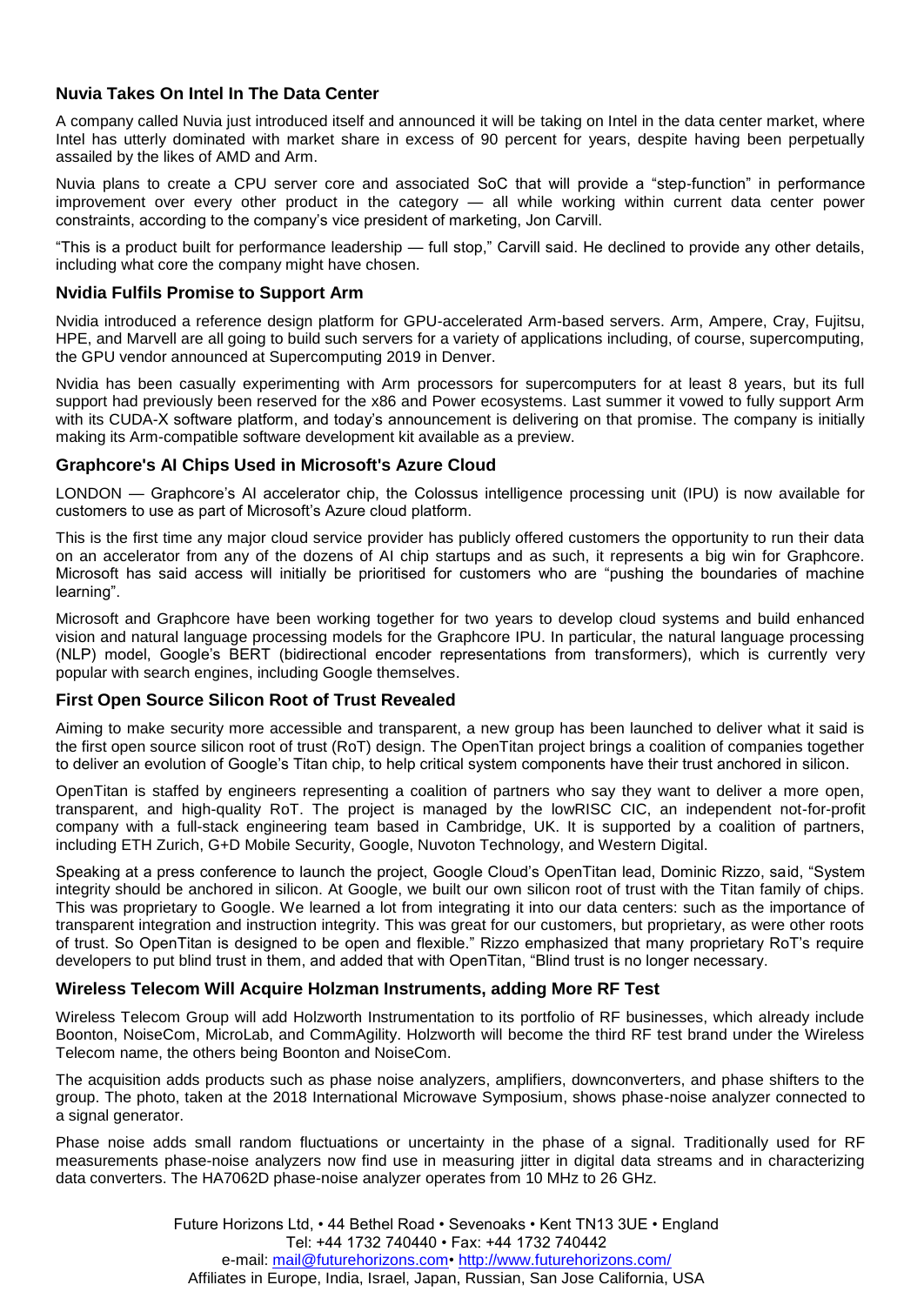### Nuvia Takes On Intel In The Data Center

A company called Nuvia just introduced itself and announced it will be taking on Intel in the data center market, where Intel has utterly dominated with market share in excess of 90 percent for years, despite having been perpetually assailed by the likes of AMD and Arm.

Nuvia plans to create a CPU server core and associated SoC that will provide a "step-function" in performance improvement over every other product in the category — all while working within current data center power constraints, according to the company's vice president of marketing, Jon Carvill.

"This is a product built for performance leadership — full stop," Carvill said. He declined to provide any other details, including what core the company might have chosen.

### Nvidia Fulfils Promise to Support Arm

Nvidia introduced a reference design platform for GPU-accelerated Arm-based servers. Arm, Ampere, Cray, Fujitsu, HPE, and Marvell are all going to build such servers for a variety of applications including, of course, supercomputing, the GPU vendor announced at Supercomputing 2019 in Denver.

Nvidia has been casually experimenting with Arm processors for supercomputers for at least 8 years, but its full support had previously been reserved for the x86 and Power ecosystems. Last summer it vowed to fully support Arm with its CUDA-X software platform, and today's announcement is delivering on that promise. The company is initially making its Arm-compatible software development kit available as a preview.

### Graphcore's AI Chips Used in Microsoft's Azure Cloud

LONDON — Graphcore's AI accelerator chip, the Colossus intelligence processing unit (IPU) is now available for customers to use as part of Microsoft's Azure cloud platform.

This is the first time any major cloud service provider has publicly offered customers the opportunity to run their data on an accelerator from any of the dozens of AI chip startups and as such, it represents a big win for Graphcore. Microsoft has said access will initially be prioritised for customers who are "pushing the boundaries of machine learning".

Microsoft and Graphcore have been working together for two years to develop cloud systems and build enhanced vision and natural language processing models for the Graphcore IPU. In particular, the natural language processing (NLP) model, Google's BERT (bidirectional encoder representations from transformers), which is currently very popular with search engines, including Google themselves.

### First Open Source Silicon Root of Trust Revealed

Aiming to make security more accessible and transparent, a new group has been launched to deliver what it said is the first open source silicon root of trust (RoT) design. The OpenTitan project brings a coalition of companies together to deliver an evolution of Google's Titan chip, to help critical system components have their trust anchored in silicon.

OpenTitan is staffed by engineers representing a coalition of partners who say they want to deliver a more open, transparent, and high-quality RoT. The project is managed by the lowRISC CIC, an independent not-for-profit company with a full-stack engineering team based in Cambridge, UK. It is supported by a coalition of partners, including ETH Zurich, G+D Mobile Security, Google, Nuvoton Technology, and Western Digital.

Speaking at a press conference to launch the project, Google Cloud's OpenTitan lead, Dominic Rizzo, said, "System integrity should be anchored in silicon. At Google, we built our own silicon root of trust with the Titan family of chips. This was proprietary to Google. We learned a lot from integrating it into our data centers: such as the importance of transparent integration and instruction integrity. This was great for our customers, but proprietary, as were other roots of trust. So OpenTitan is designed to be open and flexible." Rizzo emphasized that many proprietary RoT's require developers to put blind trust in them, and added that with OpenTitan, "Blind trust is no longer necessary.

### Wireless Telecom Will Acquire Holzman Instruments, adding More RF Test

Wireless Telecom Group will add Holzworth Instrumentation to its portfolio of RF businesses, which already include Boonton, NoiseCom, MicroLab, and CommAgility. Holzworth will become the third RF test brand under the Wireless Telecom name, the others being Boonton and NoiseCom.

The acquisition adds products such as phase noise analyzers, amplifiers, downconverters, and phase shifters to the group. The photo, taken at the 2018 International Microwave Symposium, shows phase-noise analyzer connected to a signal generator.

Phase noise adds small random fluctuations or uncertainty in the phase of a signal. Traditionally used for RF measurements phase-noise analyzers now find use in measuring jitter in digital data streams and in characterizing data converters. The HA7062D phase-noise analyzer operates from 10 MHz to 26 GHz.

Future Horizons Ltd, • 44 Bethel Road • Sevenoaks • Kent TN13 3UE • England
Tel: +44 1732 740440 • Fax: +44 1732 740442
e-mail: mail@futurehorizons.com• http://www.futurehorizons.com/
Affiliates in Europe, India, Israel, Japan, Russian, San Jose California, USA